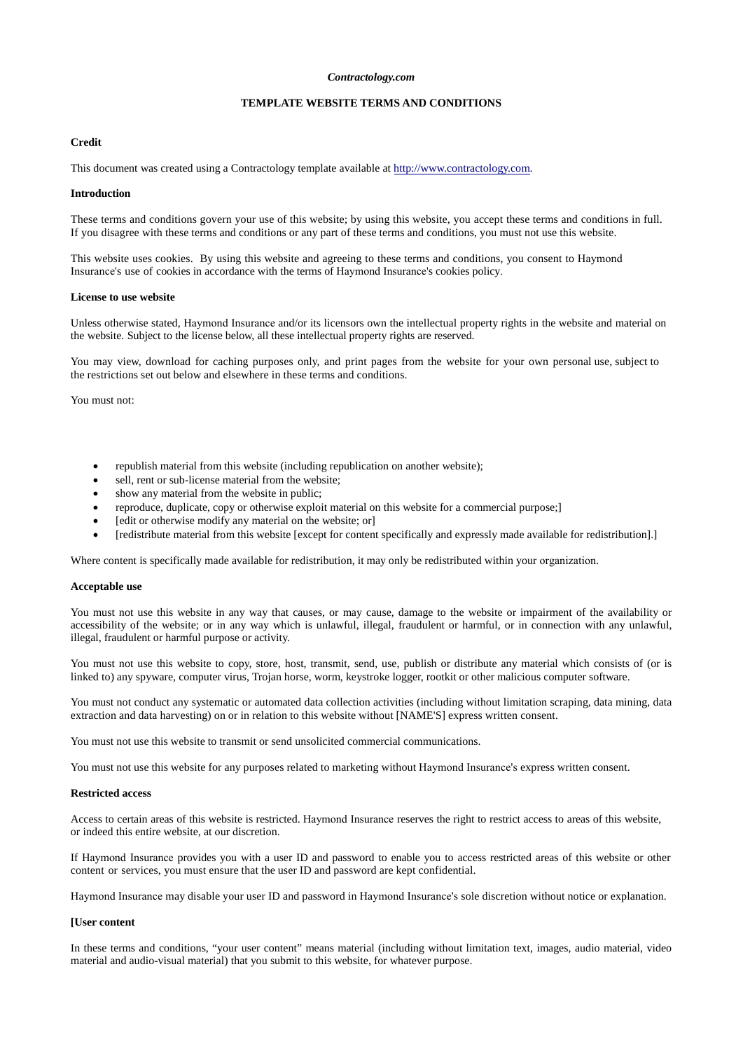***Contractology.com***

**TEMPLATE WEBSITE TERMS AND CONDITIONS**

**Credit**

This document was created using a Contractology template available at [http://www.contractology.com](http://www.contractology.com).

**Introduction**

These terms and conditions govern your use of this website; by using this website, you accept these terms and conditions in full. If you disagree with these terms and conditions or any part of these terms and conditions, you must not use this website.

This website uses cookies. By using this website and agreeing to these terms and conditions, you consent to Haymond Insurance's use of cookies in accordance with the terms of Haymond Insurance's cookies policy.

**License to use website**

Unless otherwise stated, Haymond Insurance and/or its licensors own the intellectual property rights in the website and material on the website. Subject to the license below, all these intellectual property rights are reserved.

You may view, download for caching purposes only, and print pages from the website for your own personal use, subject to the restrictions set out below and elsewhere in these terms and conditions.

You must not:

- republish material from this website (including republication on another website);
- sell, rent or sub-license material from the website;
- show any material from the website in public;
- reproduce, duplicate, copy or otherwise exploit material on this website for a commercial purpose;]
- [edit or otherwise modify any material on the website; or]
- [redistribute material from this website [except for content specifically and expressly made available for redistribution].]

Where content is specifically made available for redistribution, it may only be redistributed within your organization.

**Acceptable use**

You must not use this website in any way that causes, or may cause, damage to the website or impairment of the availability or accessibility of the website; or in any way which is unlawful, illegal, fraudulent or harmful, or in connection with any unlawful, illegal, fraudulent or harmful purpose or activity.

You must not use this website to copy, store, host, transmit, send, use, publish or distribute any material which consists of (or is linked to) any spyware, computer virus, Trojan horse, worm, keystroke logger, rootkit or other malicious computer software.

You must not conduct any systematic or automated data collection activities (including without limitation scraping, data mining, data extraction and data harvesting) on or in relation to this website without [NAME'S] express written consent.

You must not use this website to transmit or send unsolicited commercial communications.

You must not use this website for any purposes related to marketing without Haymond Insurance's express written consent.

**Restricted access**

Access to certain areas of this website is restricted. Haymond Insurance reserves the right to restrict access to areas of this website, or indeed this entire website, at our discretion.

If Haymond Insurance provides you with a user ID and password to enable you to access restricted areas of this website or other content or services, you must ensure that the user ID and password are kept confidential.

Haymond Insurance may disable your user ID and password in Haymond Insurance's sole discretion without notice or explanation.

**[User content**

In these terms and conditions, "your user content" means material (including without limitation text, images, audio material, video material and audio-visual material) that you submit to this website, for whatever purpose.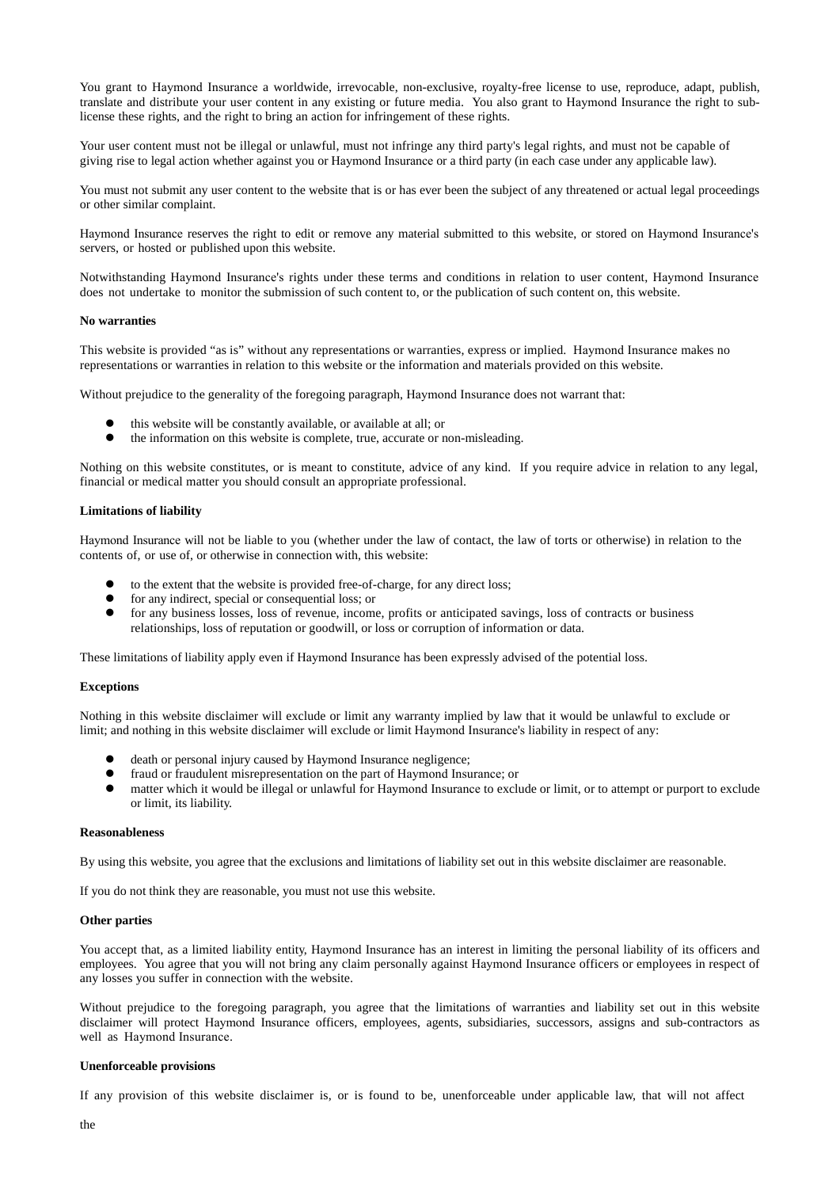You grant to Haymond Insurance a worldwide, irrevocable, non-exclusive, royalty-free license to use, reproduce, adapt, publish, translate and distribute your user content in any existing or future media. You also grant to Haymond Insurance the right to sub-license these rights, and the right to bring an action for infringement of these rights.

Your user content must not be illegal or unlawful, must not infringe any third party's legal rights, and must not be capable of giving rise to legal action whether against you or Haymond Insurance or a third party (in each case under any applicable law).

You must not submit any user content to the website that is or has ever been the subject of any threatened or actual legal proceedings or other similar complaint.

Haymond Insurance reserves the right to edit or remove any material submitted to this website, or stored on Haymond Insurance's servers, or hosted or published upon this website.

Notwithstanding Haymond Insurance's rights under these terms and conditions in relation to user content, Haymond Insurance does not undertake to monitor the submission of such content to, or the publication of such content on, this website.

**No warranties**

This website is provided "as is" without any representations or warranties, express or implied. Haymond Insurance makes no representations or warranties in relation to this website or the information and materials provided on this website.

Without prejudice to the generality of the foregoing paragraph, Haymond Insurance does not warrant that:

- this website will be constantly available, or available at all; or
- the information on this website is complete, true, accurate or non-misleading.

Nothing on this website constitutes, or is meant to constitute, advice of any kind. If you require advice in relation to any legal, financial or medical matter you should consult an appropriate professional.

**Limitations of liability**

Haymond Insurance will not be liable to you (whether under the law of contact, the law of torts or otherwise) in relation to the contents of, or use of, or otherwise in connection with, this website:

- to the extent that the website is provided free-of-charge, for any direct loss;
- for any indirect, special or consequential loss; or
- for any business losses, loss of revenue, income, profits or anticipated savings, loss of contracts or business relationships, loss of reputation or goodwill, or loss or corruption of information or data.

These limitations of liability apply even if Haymond Insurance has been expressly advised of the potential loss.

**Exceptions**

Nothing in this website disclaimer will exclude or limit any warranty implied by law that it would be unlawful to exclude or limit; and nothing in this website disclaimer will exclude or limit Haymond Insurance's liability in respect of any:

- death or personal injury caused by Haymond Insurance negligence;
- fraud or fraudulent misrepresentation on the part of Haymond Insurance; or
- matter which it would be illegal or unlawful for Haymond Insurance to exclude or limit, or to attempt or purport to exclude or limit, its liability.

**Reasonableness**

By using this website, you agree that the exclusions and limitations of liability set out in this website disclaimer are reasonable.

If you do not think they are reasonable, you must not use this website.

**Other parties**

You accept that, as a limited liability entity, Haymond Insurance has an interest in limiting the personal liability of its officers and employees. You agree that you will not bring any claim personally against Haymond Insurance officers or employees in respect of any losses you suffer in connection with the website.

Without prejudice to the foregoing paragraph, you agree that the limitations of warranties and liability set out in this website disclaimer will protect Haymond Insurance officers, employees, agents, subsidiaries, successors, assigns and sub-contractors as well as Haymond Insurance.

**Unenforceable provisions**

If any provision of this website disclaimer is, or is found to be, unenforceable under applicable law, that will not affect

the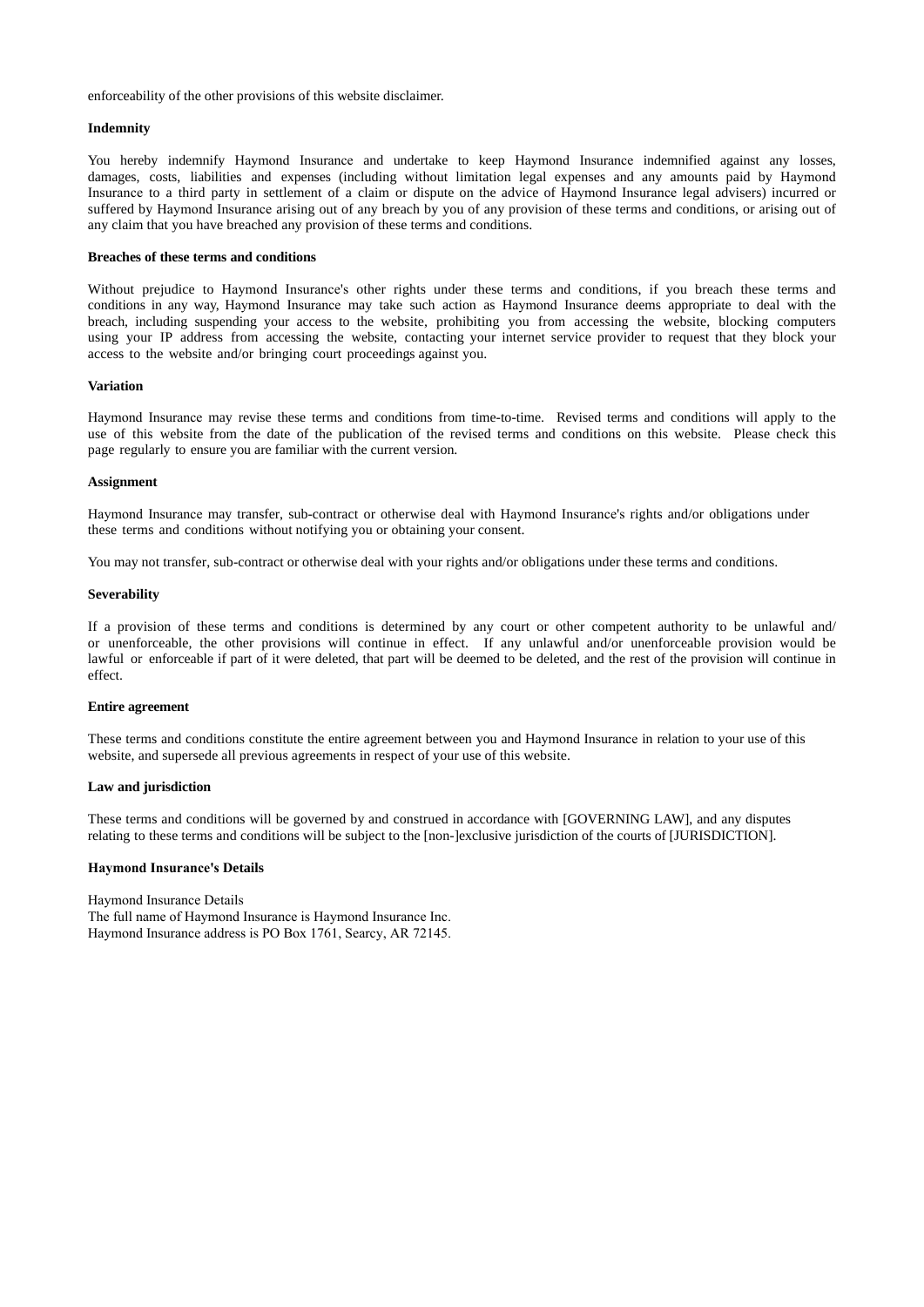enforceability of the other provisions of this website disclaimer.

**Indemnity**

You hereby indemnify Haymond Insurance and undertake to keep Haymond Insurance indemnified against any losses, damages, costs, liabilities and expenses (including without limitation legal expenses and any amounts paid by Haymond Insurance to a third party in settlement of a claim or dispute on the advice of Haymond Insurance legal advisers) incurred or suffered by Haymond Insurance arising out of any breach by you of any provision of these terms and conditions, or arising out of any claim that you have breached any provision of these terms and conditions.

**Breaches of these terms and conditions**

Without prejudice to Haymond Insurance's other rights under these terms and conditions, if you breach these terms and conditions in any way, Haymond Insurance may take such action as Haymond Insurance deems appropriate to deal with the breach, including suspending your access to the website, prohibiting you from accessing the website, blocking computers using your IP address from accessing the website, contacting your internet service provider to request that they block your access to the website and/or bringing court proceedings against you.

**Variation**

Haymond Insurance may revise these terms and conditions from time-to-time. Revised terms and conditions will apply to the use of this website from the date of the publication of the revised terms and conditions on this website. Please check this page regularly to ensure you are familiar with the current version.

**Assignment**

Haymond Insurance may transfer, sub-contract or otherwise deal with Haymond Insurance's rights and/or obligations under these terms and conditions without notifying you or obtaining your consent.

You may not transfer, sub-contract or otherwise deal with your rights and/or obligations under these terms and conditions.

**Severability**

If a provision of these terms and conditions is determined by any court or other competent authority to be unlawful and/ or unenforceable, the other provisions will continue in effect. If any unlawful and/or unenforceable provision would be lawful or enforceable if part of it were deleted, that part will be deemed to be deleted, and the rest of the provision will continue in effect.

**Entire agreement**

These terms and conditions constitute the entire agreement between you and Haymond Insurance in relation to your use of this website, and supersede all previous agreements in respect of your use of this website.

**Law and jurisdiction**

These terms and conditions will be governed by and construed in accordance with [GOVERNING LAW], and any disputes relating to these terms and conditions will be subject to the [non-]exclusive jurisdiction of the courts of [JURISDICTION].

**Haymond Insurance's Details**

Haymond Insurance Details
The full name of Haymond Insurance is Haymond Insurance Inc.
Haymond Insurance address is PO Box 1761, Searcy, AR 72145.